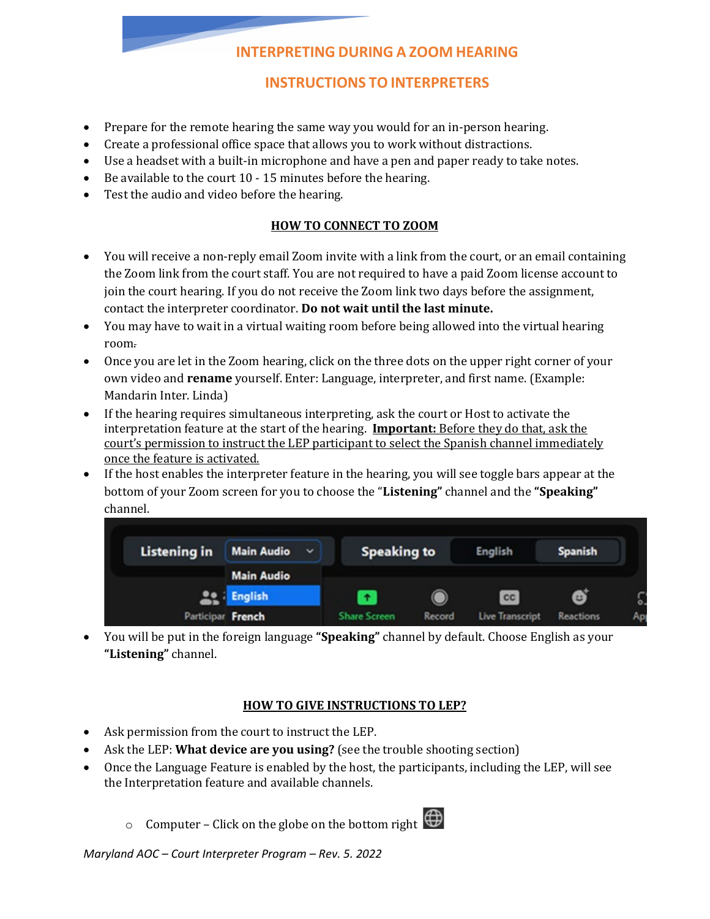# INTERPRETING DURING A ZOOM HEARING

## INSTRUCTIONS TO INTERPRETERS

- Prepare for the remote hearing the same way you would for an in-person hearing.
- Create a professional office space that allows you to work without distractions.
- Use a headset with a built-in microphone and have a pen and paper ready to take notes.
- Be available to the court 10 - 15 minutes before the hearing.
- Test the audio and video before the hearing.

### HOW TO CONNECT TO ZOOM

- You will receive a non-reply email Zoom invite with a link from the court, or an email containing the Zoom link from the court staff. You are not required to have a paid Zoom license account to join the court hearing. If you do not receive the Zoom link two days before the assignment, contact the interpreter coordinator. **Do not wait until the last minute.**
- You may have to wait in a virtual waiting room before being allowed into the virtual hearing room.
- Once you are let in the Zoom hearing, click on the three dots on the upper right corner of your own video and **rename** yourself. Enter: Language, interpreter, and first name. (Example: Mandarin Inter. Linda)
- If the hearing requires simultaneous interpreting, ask the court or Host to activate the interpretation feature at the start of the hearing. **Important:** Before they do that, ask the court's permission to instruct the LEP participant to select the Spanish channel immediately once the feature is activated.
- If the host enables the interpreter feature in the hearing, you will see toggle bars appear at the bottom of your Zoom screen for you to choose the "**Listening**" channel and the "**Speaking**" channel.
- You will be put in the foreign language "**Speaking**" channel by default. Choose English as your "**Listening**" channel.

### HOW TO GIVE INSTRUCTIONS TO LEP?

- Ask permission from the court to instruct the LEP.
- Ask the LEP: **What device are you using?** (see the trouble shooting section)
- Once the Language Feature is enabled by the host, the participants, including the LEP, will see the Interpretation feature and available channels.
    - Computer – Click on the globe on the bottom right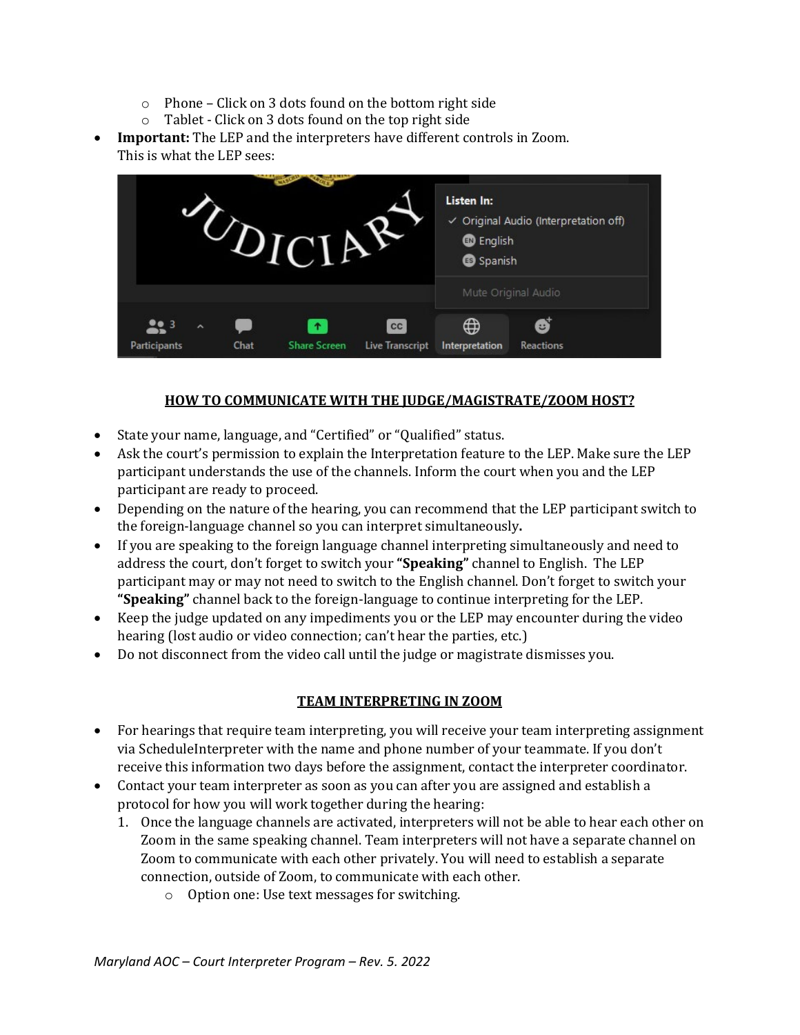- Phone – Click on 3 dots found on the bottom right side
  - Tablet - Click on 3 dots found on the top right side
- **Important:** The LEP and the interpreters have different controls in Zoom. This is what the LEP sees:

## HOW TO COMMUNICATE WITH THE JUDGE/MAGISTRATE/ZOOM HOST?

- State your name, language, and "Certified" or "Qualified" status.
- Ask the court's permission to explain the Interpretation feature to the LEP. Make sure the LEP participant understands the use of the channels. Inform the court when you and the LEP participant are ready to proceed.
- Depending on the nature of the hearing, you can recommend that the LEP participant switch to the foreign-language channel so you can interpret simultaneously.
- If you are speaking to the foreign language channel interpreting simultaneously and need to address the court, don't forget to switch your **"Speaking"** channel to English. The LEP participant may or may not need to switch to the English channel. Don't forget to switch your **"Speaking"** channel back to the foreign-language to continue interpreting for the LEP.
- Keep the judge updated on any impediments you or the LEP may encounter during the video hearing (lost audio or video connection; can't hear the parties, etc.)
- Do not disconnect from the video call until the judge or magistrate dismisses you.

## TEAM INTERPRETING IN ZOOM

- For hearings that require team interpreting, you will receive your team interpreting assignment via ScheduleInterpreter with the name and phone number of your teammate. If you don't receive this information two days before the assignment, contact the interpreter coordinator.
- Contact your team interpreter as soon as you can after you are assigned and establish a protocol for how you will work together during the hearing:
  1. Once the language channels are activated, interpreters will not be able to hear each other on Zoom in the same speaking channel. Team interpreters will not have a separate channel on Zoom to communicate with each other privately. You will need to establish a separate connection, outside of Zoom, to communicate with each other.
     - Option one: Use text messages for switching.

*Maryland AOC – Court Interpreter Program – Rev. 5. 2022*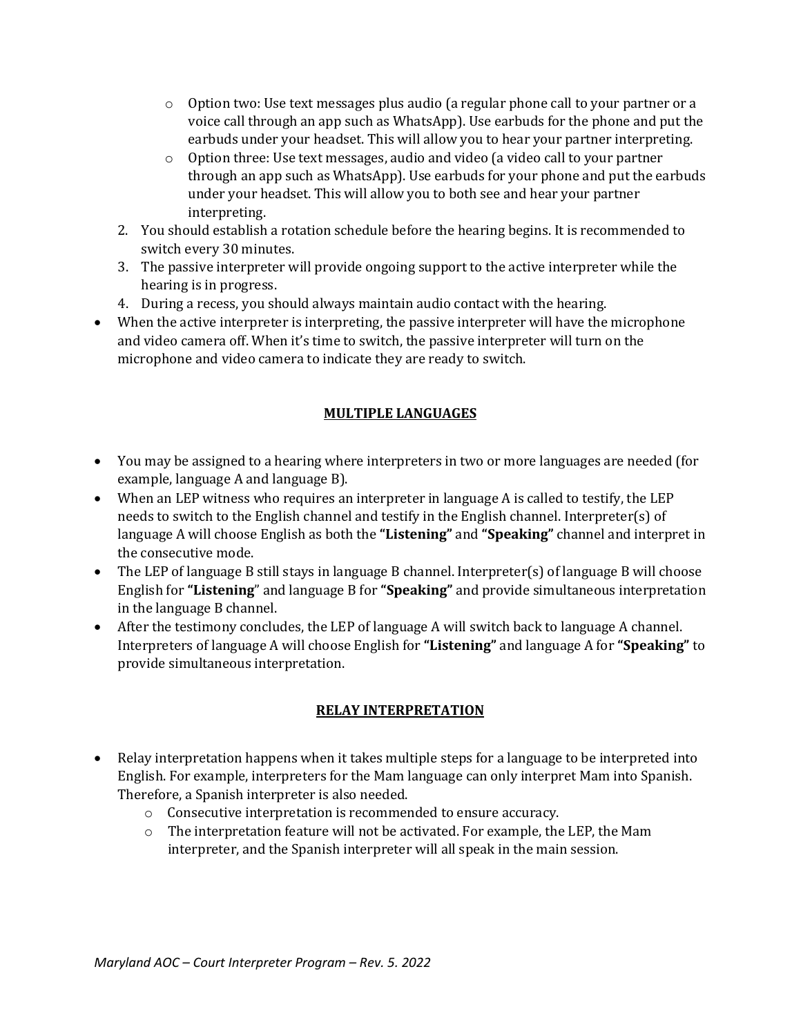- Option two: Use text messages plus audio (a regular phone call to your partner or a voice call through an app such as WhatsApp). Use earbuds for the phone and put the earbuds under your headset. This will allow you to hear your partner interpreting.
    - Option three: Use text messages, audio and video (a video call to your partner through an app such as WhatsApp). Use earbuds for your phone and put the earbuds under your headset. This will allow you to both see and hear your partner interpreting.
  2. You should establish a rotation schedule before the hearing begins. It is recommended to switch every 30 minutes.
  3. The passive interpreter will provide ongoing support to the active interpreter while the hearing is in progress.
  4. During a recess, you should always maintain audio contact with the hearing.
- When the active interpreter is interpreting, the passive interpreter will have the microphone and video camera off. When it's time to switch, the passive interpreter will turn on the microphone and video camera to indicate they are ready to switch.

## MULTIPLE LANGUAGES

- You may be assigned to a hearing where interpreters in two or more languages are needed (for example, language A and language B).
- When an LEP witness who requires an interpreter in language A is called to testify, the LEP needs to switch to the English channel and testify in the English channel. Interpreter(s) of language A will choose English as both the **"Listening"** and **"Speaking"** channel and interpret in the consecutive mode.
- The LEP of language B still stays in language B channel. Interpreter(s) of language B will choose English for **"Listening"** and language B for **"Speaking"** and provide simultaneous interpretation in the language B channel.
- After the testimony concludes, the LEP of language A will switch back to language A channel. Interpreters of language A will choose English for **"Listening"** and language A for **"Speaking"** to provide simultaneous interpretation.

## RELAY INTERPRETATION

- Relay interpretation happens when it takes multiple steps for a language to be interpreted into English. For example, interpreters for the Mam language can only interpret Mam into Spanish. Therefore, a Spanish interpreter is also needed.
  - Consecutive interpretation is recommended to ensure accuracy.
  - The interpretation feature will not be activated. For example, the LEP, the Mam interpreter, and the Spanish interpreter will all speak in the main session.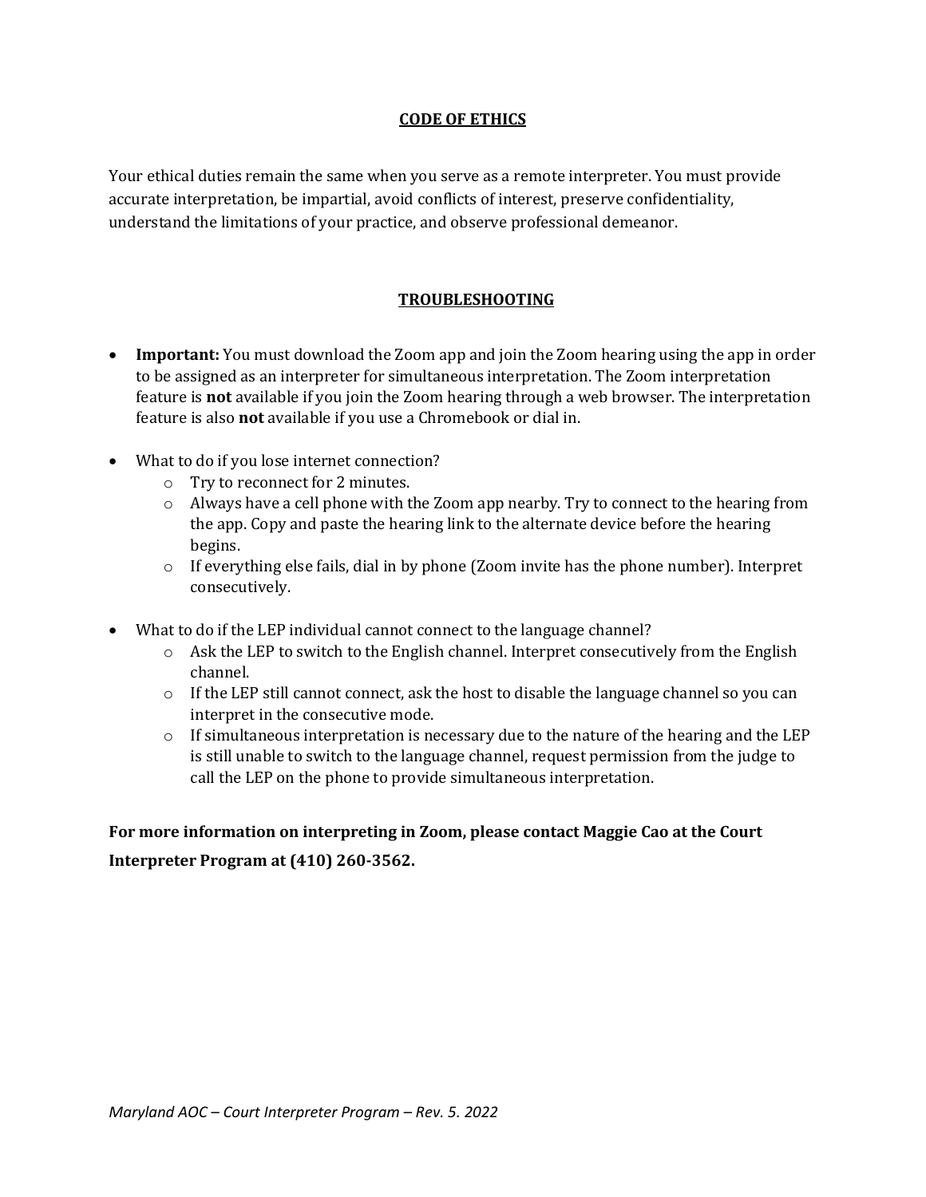## CODE OF ETHICS

Your ethical duties remain the same when you serve as a remote interpreter. You must provide accurate interpretation, be impartial, avoid conflicts of interest, preserve confidentiality, understand the limitations of your practice, and observe professional demeanor.

## TROUBLESHOOTING

- **Important:** You must download the Zoom app and join the Zoom hearing using the app in order to be assigned as an interpreter for simultaneous interpretation. The Zoom interpretation feature is **not** available if you join the Zoom hearing through a web browser. The interpretation feature is also **not** available if you use a Chromebook or dial in.
- What to do if you lose internet connection?
  - Try to reconnect for 2 minutes.
  - Always have a cell phone with the Zoom app nearby. Try to connect to the hearing from the app. Copy and paste the hearing link to the alternate device before the hearing begins.
  - If everything else fails, dial in by phone (Zoom invite has the phone number). Interpret consecutively.
- What to do if the LEP individual cannot connect to the language channel?
  - Ask the LEP to switch to the English channel. Interpret consecutively from the English channel.
  - If the LEP still cannot connect, ask the host to disable the language channel so you can interpret in the consecutive mode.
  - If simultaneous interpretation is necessary due to the nature of the hearing and the LEP is still unable to switch to the language channel, request permission from the judge to call the LEP on the phone to provide simultaneous interpretation.

**For more information on interpreting in Zoom, please contact Maggie Cao at the Court Interpreter Program at (410) 260-3562.**

*Maryland AOC – Court Interpreter Program – Rev. 5. 2022*